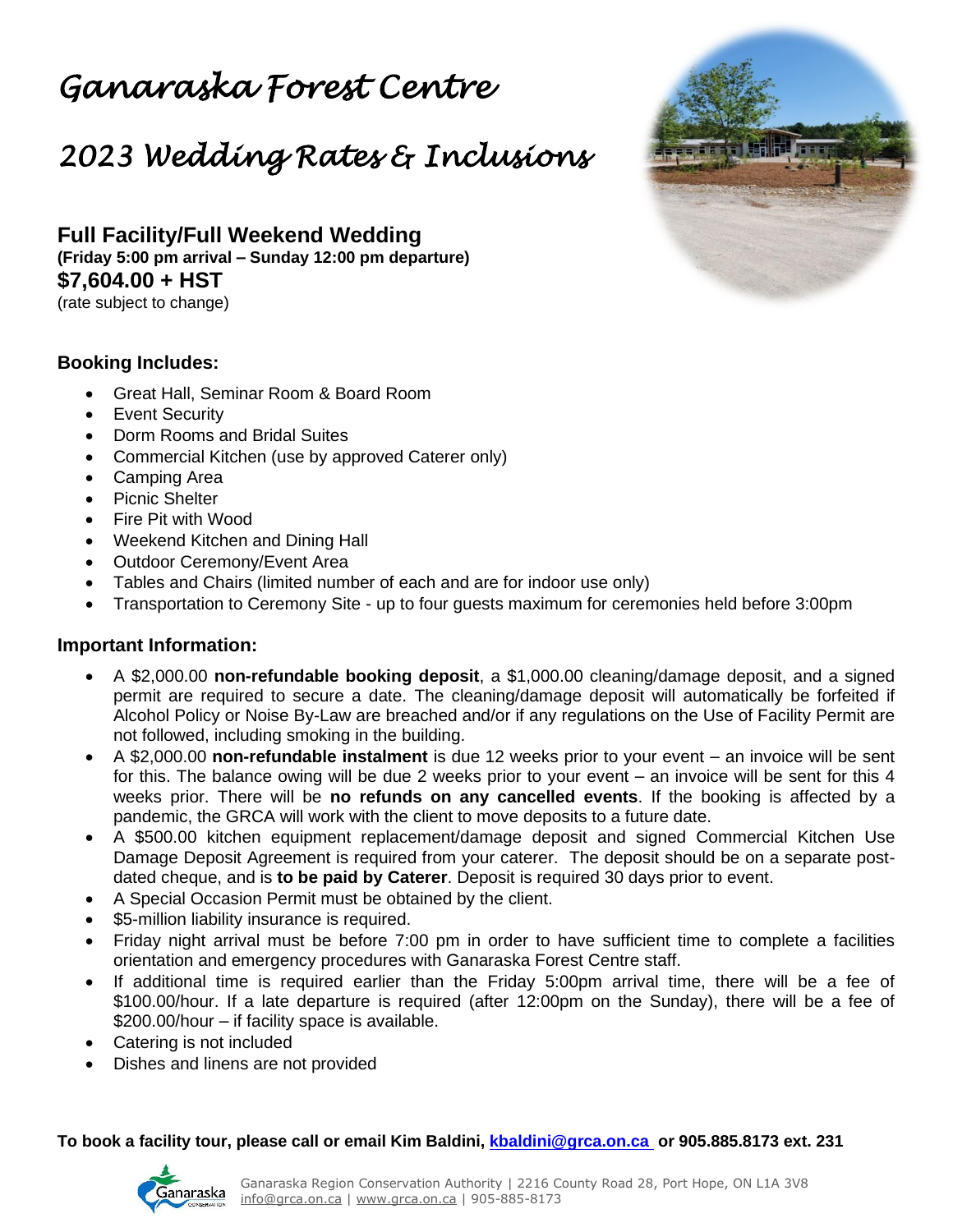# Ganaraska Forest Centre

# 2023 Wedding Rates & Inclusions

## Full Facility/Full Weekend Wedding

**(Friday 5:00 pm arrival – Sunday 12:00 pm departure)**

**$7,604.00 + HST**

(rate subject to change)

### Booking Includes:

- Great Hall, Seminar Room & Board Room
- Event Security
- Dorm Rooms and Bridal Suites
- Commercial Kitchen (use by approved Caterer only)
- Camping Area
- Picnic Shelter
- Fire Pit with Wood
- Weekend Kitchen and Dining Hall
- Outdoor Ceremony/Event Area
- Tables and Chairs (limited number of each and are for indoor use only)
- Transportation to Ceremony Site - up to four guests maximum for ceremonies held before 3:00pm

### Important Information:

- A $2,000.00 **non-refundable booking deposit**, a $1,000.00 cleaning/damage deposit, and a signed permit are required to secure a date. The cleaning/damage deposit will automatically be forfeited if Alcohol Policy or Noise By-Law are breached and/or if any regulations on the Use of Facility Permit are not followed, including smoking in the building.
- A $2,000.00 **non-refundable instalment** is due 12 weeks prior to your event – an invoice will be sent for this. The balance owing will be due 2 weeks prior to your event – an invoice will be sent for this 4 weeks prior. There will be **no refunds on any cancelled events**. If the booking is affected by a pandemic, the GRCA will work with the client to move deposits to a future date.
- A $500.00 kitchen equipment replacement/damage deposit and signed Commercial Kitchen Use Damage Deposit Agreement is required from your caterer. The deposit should be on a separate post-dated cheque, and is **to be paid by Caterer**. Deposit is required 30 days prior to event.
- A Special Occasion Permit must be obtained by the client.
- $5-million liability insurance is required.
- Friday night arrival must be before 7:00 pm in order to have sufficient time to complete a facilities orientation and emergency procedures with Ganaraska Forest Centre staff.
- If additional time is required earlier than the Friday 5:00pm arrival time, there will be a fee of $100.00/hour. If a late departure is required (after 12:00pm on the Sunday), there will be a fee of $200.00/hour – if facility space is available.
- Catering is not included
- Dishes and linens are not provided

**To book a facility tour, please call or email Kim Baldini, kbaldini@grca.on.ca or 905.885.8173 ext. 231**

Ganaraska Region Conservation Authority | 2216 County Road 28, Port Hope, ON L1A 3V8
info@grca.on.ca | www.grca.on.ca | 905-885-8173